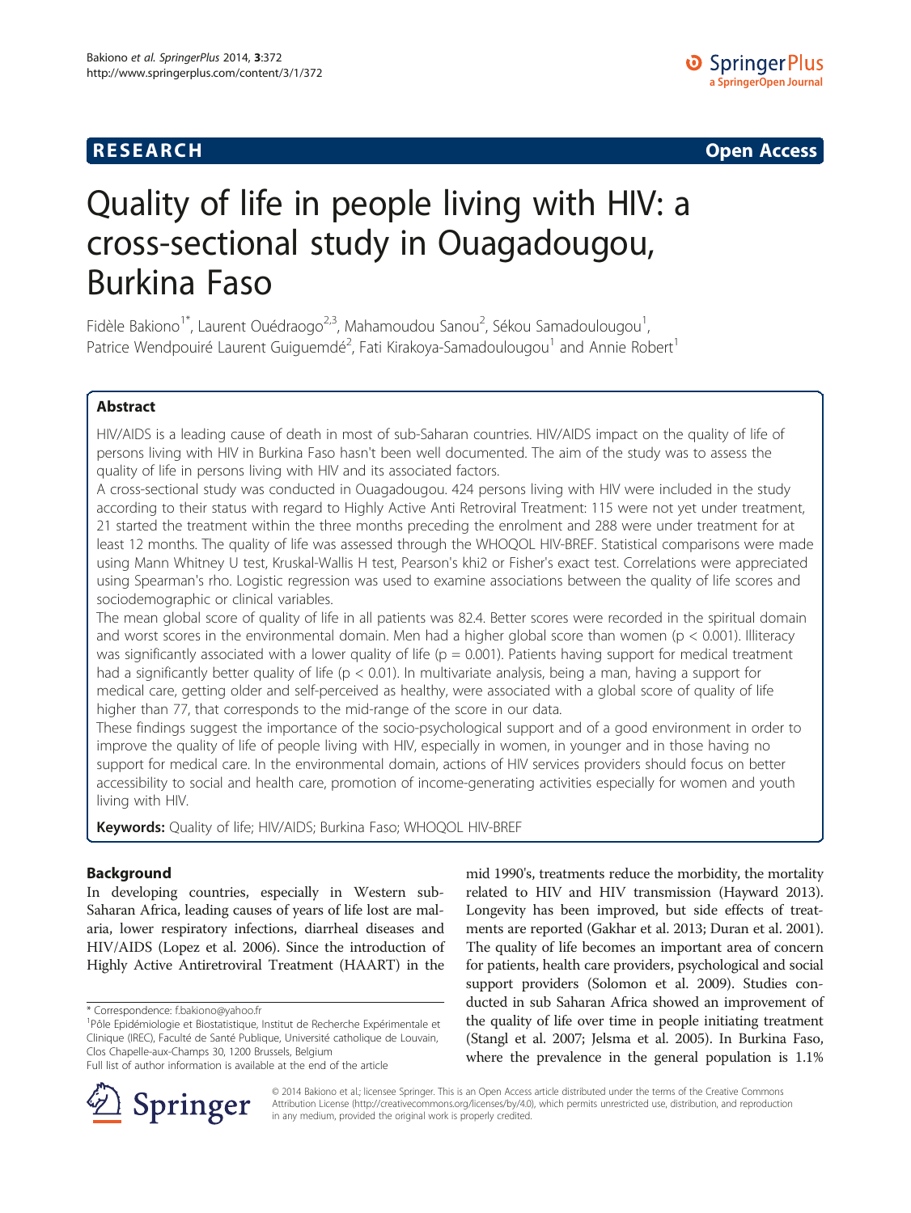RESEARCH **Open Access**

# Quality of life in people living with HIV: a cross-sectional study in Ouagadougou, Burkina Faso

Fidèle Bakiono[1*], Laurent Ouédraogo[2,3], Mahamoudou Sanou[2], Sékou Samadoulougou[1], Patrice Wendpouiré Laurent Guiguemdé[2], Fati Kirakoya-Samadoulougou[1] and Annie Robert[1]

## Abstract

HIV/AIDS is a leading cause of death in most of sub-Saharan countries. HIV/AIDS impact on the quality of life of persons living with HIV in Burkina Faso hasn't been well documented. The aim of the study was to assess the quality of life in persons living with HIV and its associated factors.

A cross-sectional study was conducted in Ouagadougou. 424 persons living with HIV were included in the study according to their status with regard to Highly Active Anti Retroviral Treatment: 115 were not yet under treatment, 21 started the treatment within the three months preceding the enrolment and 288 were under treatment for at least 12 months. The quality of life was assessed through the WHOQOL HIV-BREF. Statistical comparisons were made using Mann Whitney U test, Kruskal-Wallis H test, Pearson's khi2 or Fisher's exact test. Correlations were appreciated using Spearman's rho. Logistic regression was used to examine associations between the quality of life scores and sociodemographic or clinical variables.

The mean global score of quality of life in all patients was 82.4. Better scores were recorded in the spiritual domain and worst scores in the environmental domain. Men had a higher global score than women ($p < 0.001$). Illiteracy was significantly associated with a lower quality of life ($p = 0.001$). Patients having support for medical treatment had a significantly better quality of life ($p < 0.01$). In multivariate analysis, being a man, having a support for medical care, getting older and self-perceived as healthy, were associated with a global score of quality of life higher than 77, that corresponds to the mid-range of the score in our data.

These findings suggest the importance of the socio-psychological support and of a good environment in order to improve the quality of life of people living with HIV, especially in women, in younger and in those having no support for medical care. In the environmental domain, actions of HIV services providers should focus on better accessibility to social and health care, promotion of income-generating activities especially for women and youth living with HIV.

**Keywords:** Quality of life; HIV/AIDS; Burkina Faso; WHOQOL HIV-BREF

## Background

In developing countries, especially in Western sub-Saharan Africa, leading causes of years of life lost are malaria, lower respiratory infections, diarrheal diseases and HIV/AIDS (Lopez et al. 2006). Since the introduction of Highly Active Antiretroviral Treatment (HAART) in the mid 1990's, treatments reduce the morbidity, the mortality related to HIV and HIV transmission (Hayward 2013). Longevity has been improved, but side effects of treatments are reported (Gakhar et al. 2013; Duran et al. 2001). The quality of life becomes an important area of concern for patients, health care providers, psychological and social support providers (Solomon et al. 2009). Studies conducted in sub Saharan Africa showed an improvement of the quality of life over time in people initiating treatment (Stangl et al. 2007; Jelsma et al. 2005). In Burkina Faso, where the prevalence in the general population is 1.1%

* Correspondence: f.bakiono@yahoo.fr
[1]Pôle Epidémiologie et Biostatistique, Institut de Recherche Expérimentale et Clinique (IREC), Faculté de Santé Publique, Université catholique de Louvain, Clos Chapelle-aux-Champs 30, 1200 Brussels, Belgium
Full list of author information is available at the end of the article

© 2014 Bakiono et al.; licensee Springer. This is an Open Access article distributed under the terms of the Creative Commons Attribution License (http://creativecommons.org/licenses/by/4.0), which permits unrestricted use, distribution, and reproduction in any medium, provided the original work is properly credited.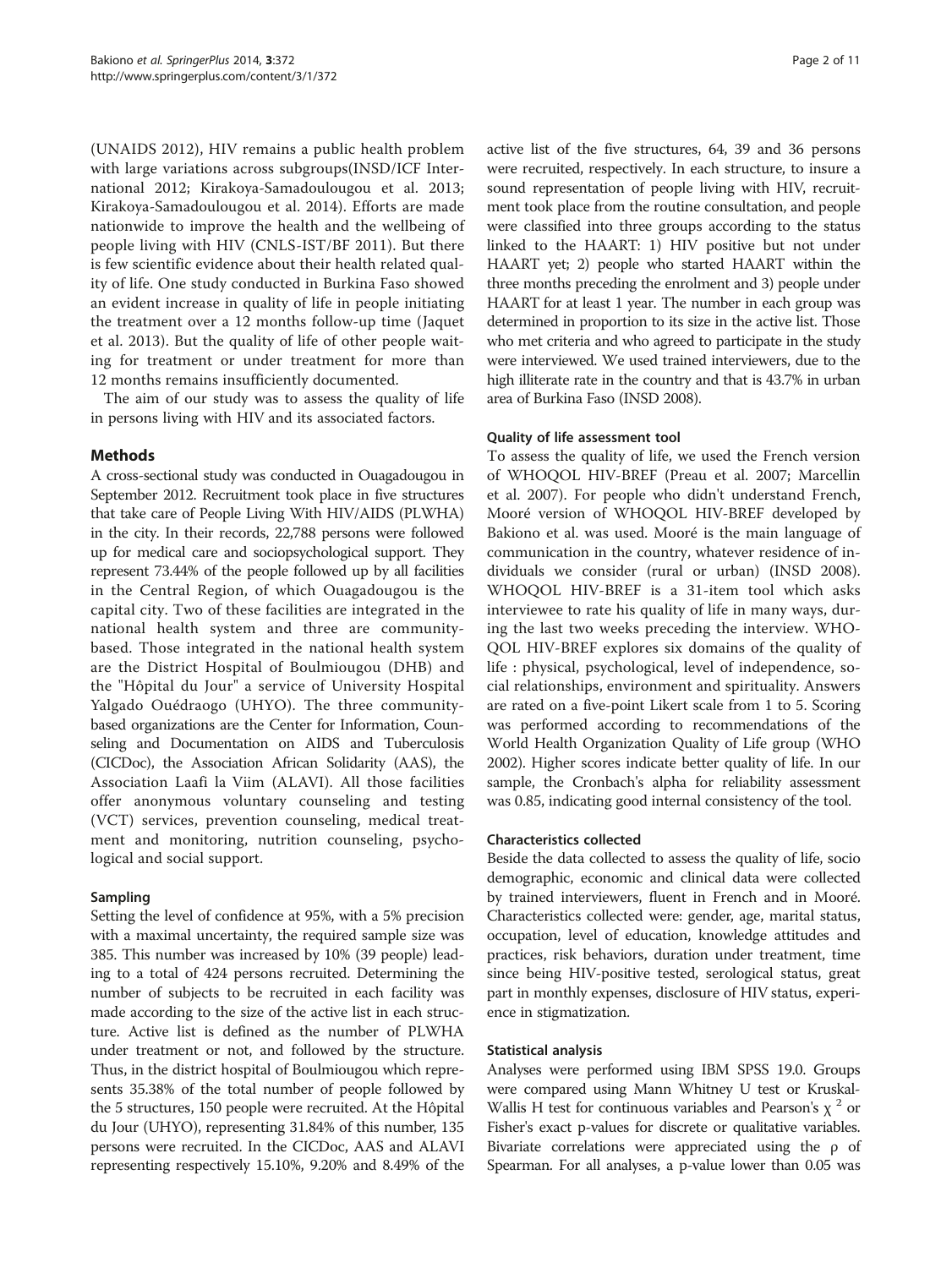(UNAIDS 2012), HIV remains a public health problem with large variations across subgroups(INSD/ICF International 2012; Kirakoya-Samadoulougou et al. 2013; Kirakoya-Samadoulougou et al. 2014). Efforts are made nationwide to improve the health and the wellbeing of people living with HIV (CNLS-IST/BF 2011). But there is few scientific evidence about their health related quality of life. One study conducted in Burkina Faso showed an evident increase in quality of life in people initiating the treatment over a 12 months follow-up time (Jaquet et al. 2013). But the quality of life of other people waiting for treatment or under treatment for more than 12 months remains insufficiently documented.

The aim of our study was to assess the quality of life in persons living with HIV and its associated factors.

## Methods

A cross-sectional study was conducted in Ouagadougou in September 2012. Recruitment took place in five structures that take care of People Living With HIV/AIDS (PLWHA) in the city. In their records, 22,788 persons were followed up for medical care and sociopsychological support. They represent 73.44% of the people followed up by all facilities in the Central Region, of which Ouagadougou is the capital city. Two of these facilities are integrated in the national health system and three are community-based. Those integrated in the national health system are the District Hospital of Boulmiougou (DHB) and the "Hôpital du Jour" a service of University Hospital Yalgado Ouédraogo (UHYO). The three community-based organizations are the Center for Information, Counseling and Documentation on AIDS and Tuberculosis (CICDoc), the Association African Solidarity (AAS), the Association Laafi la Viim (ALAVI). All those facilities offer anonymous voluntary counseling and testing (VCT) services, prevention counseling, medical treatment and monitoring, nutrition counseling, psychological and social support.

### Sampling

Setting the level of confidence at 95%, with a 5% precision with a maximal uncertainty, the required sample size was 385. This number was increased by 10% (39 people) leading to a total of 424 persons recruited. Determining the number of subjects to be recruited in each facility was made according to the size of the active list in each structure. Active list is defined as the number of PLWHA under treatment or not, and followed by the structure. Thus, in the district hospital of Boulmiougou which represents 35.38% of the total number of people followed by the 5 structures, 150 people were recruited. At the Hôpital du Jour (UHYO), representing 31.84% of this number, 135 persons were recruited. In the CICDoc, AAS and ALAVI representing respectively 15.10%, 9.20% and 8.49% of the active list of the five structures, 64, 39 and 36 persons were recruited, respectively. In each structure, to insure a sound representation of people living with HIV, recruitment took place from the routine consultation, and people were classified into three groups according to the status linked to the HAART: 1) HIV positive but not under HAART yet; 2) people who started HAART within the three months preceding the enrolment and 3) people under HAART for at least 1 year. The number in each group was determined in proportion to its size in the active list. Those who met criteria and who agreed to participate in the study were interviewed. We used trained interviewers, due to the high illiterate rate in the country and that is 43.7% in urban area of Burkina Faso (INSD 2008).

### Quality of life assessment tool

To assess the quality of life, we used the French version of WHOQOL HIV-BREF (Preau et al. 2007; Marcellin et al. 2007). For people who didn't understand French, Mooré version of WHOQOL HIV-BREF developed by Bakiono et al. was used. Mooré is the main language of communication in the country, whatever residence of individuals we consider (rural or urban) (INSD 2008). WHOQOL HIV-BREF is a 31-item tool which asks interviewee to rate his quality of life in many ways, during the last two weeks preceding the interview. WHOQOL HIV-BREF explores six domains of the quality of life : physical, psychological, level of independence, social relationships, environment and spirituality. Answers are rated on a five-point Likert scale from 1 to 5. Scoring was performed according to recommendations of the World Health Organization Quality of Life group (WHO 2002). Higher scores indicate better quality of life. In our sample, the Cronbach's alpha for reliability assessment was 0.85, indicating good internal consistency of the tool.

### Characteristics collected

Beside the data collected to assess the quality of life, socio demographic, economic and clinical data were collected by trained interviewers, fluent in French and in Mooré. Characteristics collected were: gender, age, marital status, occupation, level of education, knowledge attitudes and practices, risk behaviors, duration under treatment, time since being HIV-positive tested, serological status, great part in monthly expenses, disclosure of HIV status, experience in stigmatization.

### Statistical analysis

Analyses were performed using IBM SPSS 19.0. Groups were compared using Mann Whitney U test or Kruskal-Wallis H test for continuous variables and Pearson's $\chi^2$ or Fisher's exact p-values for discrete or qualitative variables. Bivariate correlations were appreciated using the ρ of Spearman. For all analyses, a p-value lower than 0.05 was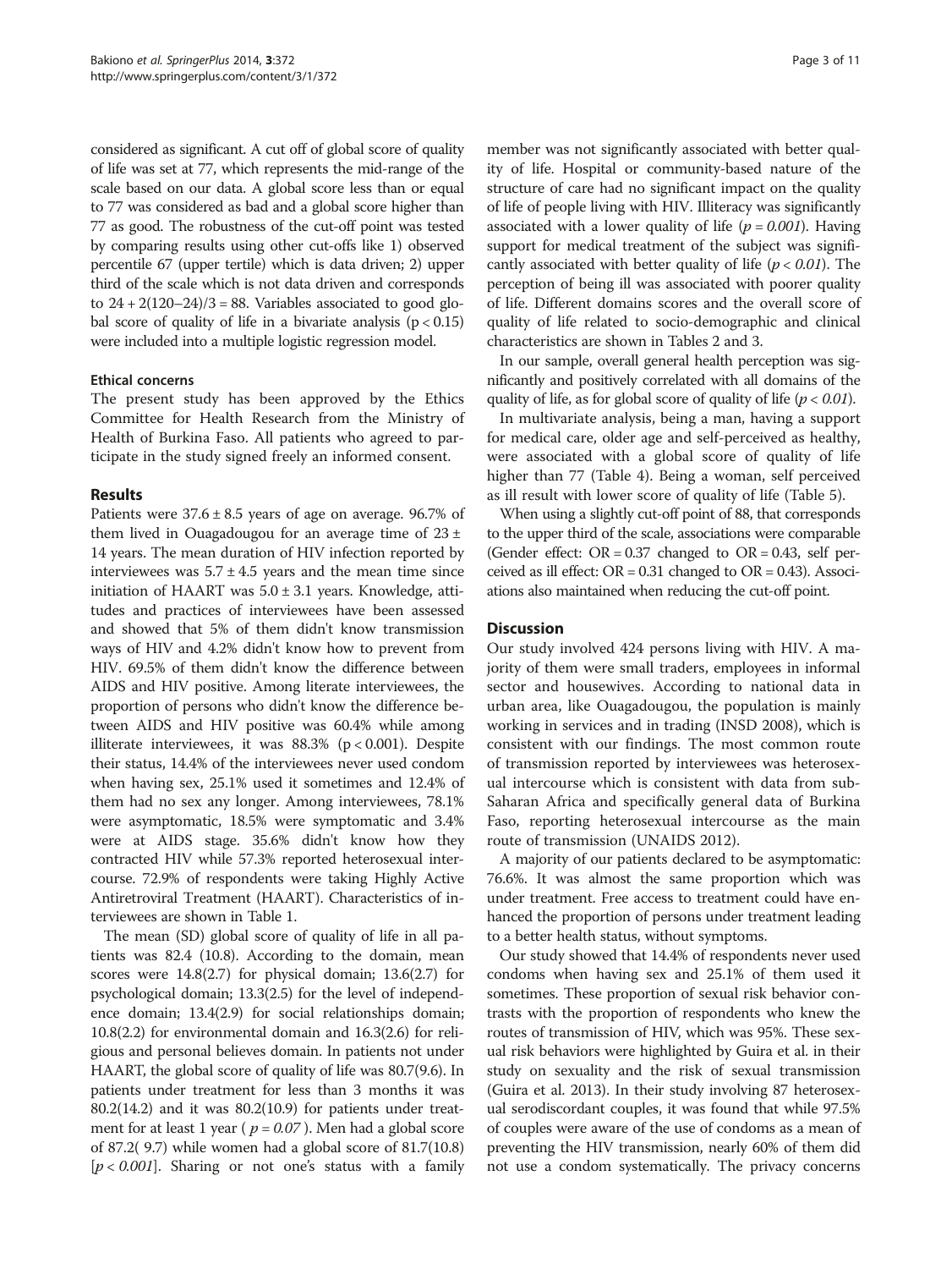considered as significant. A cut off of global score of quality of life was set at 77, which represents the mid-range of the scale based on our data. A global score less than or equal to 77 was considered as bad and a global score higher than 77 as good. The robustness of the cut-off point was tested by comparing results using other cut-offs like 1) observed percentile 67 (upper tertile) which is data driven; 2) upper third of the scale which is not data driven and corresponds to $24 + 2(120{-}24)/3 = 88$. Variables associated to good global score of quality of life in a bivariate analysis ($p < 0.15$) were included into a multiple logistic regression model.

### Ethical concerns

The present study has been approved by the Ethics Committee for Health Research from the Ministry of Health of Burkina Faso. All patients who agreed to participate in the study signed freely an informed consent.

## Results

Patients were $37.6 \pm 8.5$ years of age on average. 96.7% of them lived in Ouagadougou for an average time of $23 \pm 14$ years. The mean duration of HIV infection reported by interviewees was $5.7 \pm 4.5$ years and the mean time since initiation of HAART was $5.0 \pm 3.1$ years. Knowledge, attitudes and practices of interviewees have been assessed and showed that 5% of them didn't know transmission ways of HIV and 4.2% didn't know how to prevent from HIV. 69.5% of them didn't know the difference between AIDS and HIV positive. Among literate interviewees, the proportion of persons who didn't know the difference between AIDS and HIV positive was 60.4% while among illiterate interviewees, it was 88.3% ($p < 0.001$). Despite their status, 14.4% of the interviewees never used condom when having sex, 25.1% used it sometimes and 12.4% of them had no sex any longer. Among interviewees, 78.1% were asymptomatic, 18.5% were symptomatic and 3.4% were at AIDS stage. 35.6% didn't know how they contracted HIV while 57.3% reported heterosexual intercourse. 72.9% of respondents were taking Highly Active Antiretroviral Treatment (HAART). Characteristics of interviewees are shown in Table 1.

The mean (SD) global score of quality of life in all patients was 82.4 (10.8). According to the domain, mean scores were 14.8(2.7) for physical domain; 13.6(2.7) for psychological domain; 13.3(2.5) for the level of independence domain; 13.4(2.9) for social relationships domain; 10.8(2.2) for environmental domain and 16.3(2.6) for religious and personal believes domain. In patients not under HAART, the global score of quality of life was 80.7(9.6). In patients under treatment for less than 3 months it was 80.2(14.2) and it was 80.2(10.9) for patients under treatment for at least 1 year ( $p = 0.07$ ). Men had a global score of 87.2( 9.7) while women had a global score of 81.7(10.8) [$p < 0.001$]. Sharing or not one's status with a family member was not significantly associated with better quality of life. Hospital or community-based nature of the structure of care had no significant impact on the quality of life of people living with HIV. Illiteracy was significantly associated with a lower quality of life ($p = 0.001$). Having support for medical treatment of the subject was significantly associated with better quality of life ($p < 0.01$). The perception of being ill was associated with poorer quality of life. Different domains scores and the overall score of quality of life related to socio-demographic and clinical characteristics are shown in Tables 2 and 3.

In our sample, overall general health perception was significantly and positively correlated with all domains of the quality of life, as for global score of quality of life ($p < 0.01$).

In multivariate analysis, being a man, having a support for medical care, older age and self-perceived as healthy, were associated with a global score of quality of life higher than 77 (Table 4). Being a woman, self perceived as ill result with lower score of quality of life (Table 5).

When using a slightly cut-off point of 88, that corresponds to the upper third of the scale, associations were comparable (Gender effect: OR = 0.37 changed to OR = 0.43, self perceived as ill effect: OR = 0.31 changed to OR = 0.43). Associations also maintained when reducing the cut-off point.

## Discussion

Our study involved 424 persons living with HIV. A majority of them were small traders, employees in informal sector and housewives. According to national data in urban area, like Ouagadougou, the population is mainly working in services and in trading (INSD 2008), which is consistent with our findings. The most common route of transmission reported by interviewees was heterosexual intercourse which is consistent with data from sub-Saharan Africa and specifically general data of Burkina Faso, reporting heterosexual intercourse as the main route of transmission (UNAIDS 2012).

A majority of our patients declared to be asymptomatic: 76.6%. It was almost the same proportion which was under treatment. Free access to treatment could have enhanced the proportion of persons under treatment leading to a better health status, without symptoms.

Our study showed that 14.4% of respondents never used condoms when having sex and 25.1% of them used it sometimes. These proportion of sexual risk behavior contrasts with the proportion of respondents who knew the routes of transmission of HIV, which was 95%. These sexual risk behaviors were highlighted by Guira et al. in their study on sexuality and the risk of sexual transmission (Guira et al. 2013). In their study involving 87 heterosexual serodiscordant couples, it was found that while 97.5% of couples were aware of the use of condoms as a mean of preventing the HIV transmission, nearly 60% of them did not use a condom systematically. The privacy concerns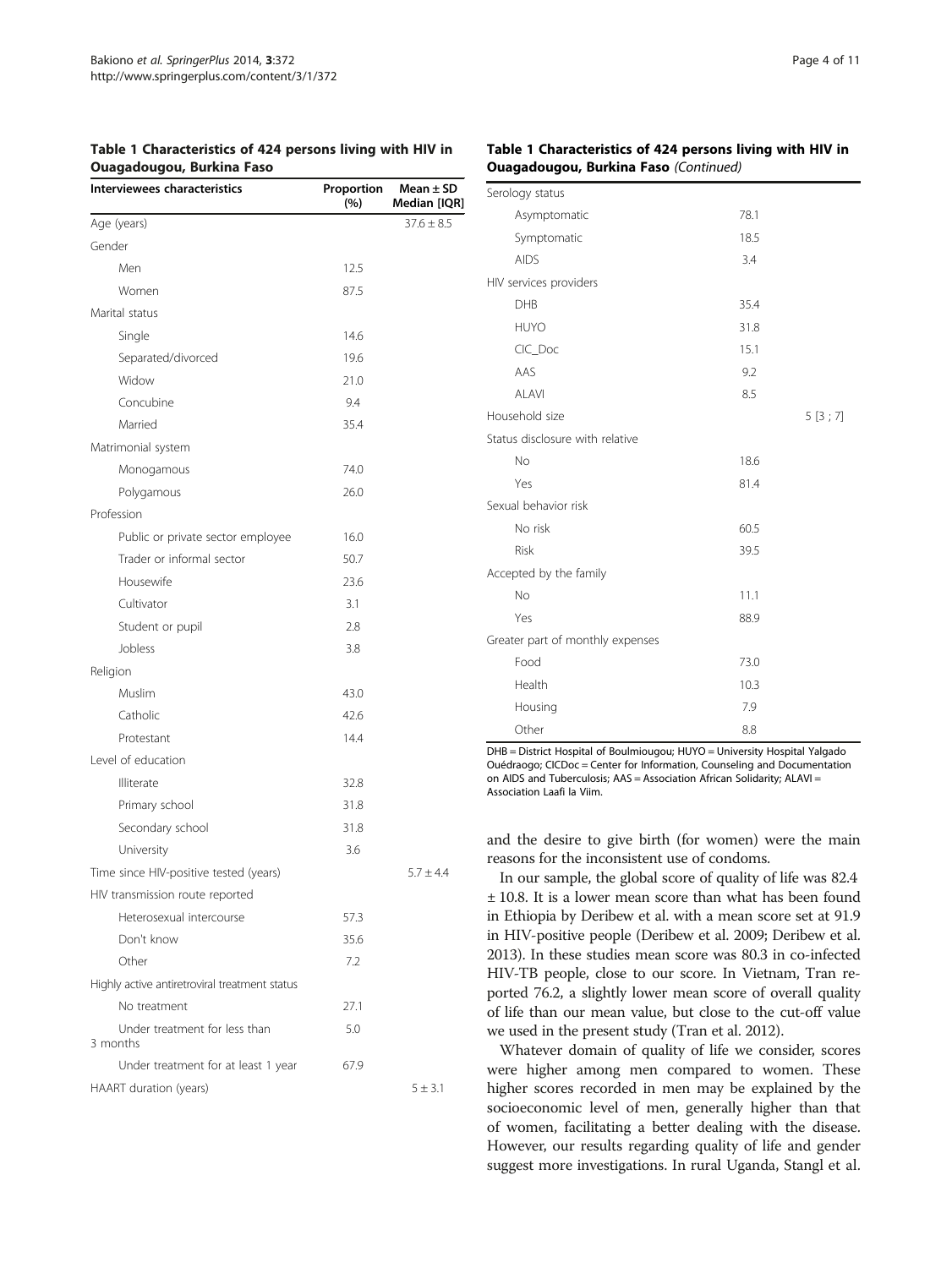**Table 1 Characteristics of 424 persons living with HIV in Ouagadougou, Burkina Faso**

| Interviewees characteristics | Proportion (%) | Mean ± SD Median [IQR] |
|---|---|---|
| Age (years) | | 37.6 ± 8.5 |
| Gender | | |
| Men | 12.5 | |
| Women | 87.5 | |
| Marital status | | |
| Single | 14.6 | |
| Separated/divorced | 19.6 | |
| Widow | 21.0 | |
| Concubine | 9.4 | |
| Married | 35.4 | |
| Matrimonial system | | |
| Monogamous | 74.0 | |
| Polygamous | 26.0 | |
| Profession | | |
| Public or private sector employee | 16.0 | |
| Trader or informal sector | 50.7 | |
| Housewife | 23.6 | |
| Cultivator | 3.1 | |
| Student or pupil | 2.8 | |
| Jobless | 3.8 | |
| Religion | | |
| Muslim | 43.0 | |
| Catholic | 42.6 | |
| Protestant | 14.4 | |
| Level of education | | |
| Illiterate | 32.8 | |
| Primary school | 31.8 | |
| Secondary school | 31.8 | |
| University | 3.6 | |
| Time since HIV-positive tested (years) | | 5.7 ± 4.4 |
| HIV transmission route reported | | |
| Heterosexual intercourse | 57.3 | |
| Don't know | 35.6 | |
| Other | 7.2 | |
| Highly active antiretroviral treatment status | | |
| No treatment | 27.1 | |
| Under treatment for less than 3 months | 5.0 | |
| Under treatment for at least 1 year | 67.9 | |
| HAART duration (years) | | 5 ± 3.1 |
| Serology status | | |
| Asymptomatic | 78.1 | |
| Symptomatic | 18.5 | |
| AIDS | 3.4 | |
| HIV services providers | | |
| DHB | 35.4 | |
| HUYO | 31.8 | |
| CIC_Doc | 15.1 | |
| AAS | 9.2 | |
| ALAVI | 8.5 | |
| Household size | | 5 [3 ; 7] |
| Status disclosure with relative | | |
| No | 18.6 | |
| Yes | 81.4 | |
| Sexual behavior risk | | |
| No risk | 60.5 | |
| Risk | 39.5 | |
| Accepted by the family | | |
| No | 11.1 | |
| Yes | 88.9 | |
| Greater part of monthly expenses | | |
| Food | 73.0 | |
| Health | 10.3 | |
| Housing | 7.9 | |
| Other | 8.8 | |

DHB = District Hospital of Boulmiougou; HUYO = University Hospital Yalgado Ouédraogo; CICDoc = Center for Information, Counseling and Documentation on AIDS and Tuberculosis; AAS = Association African Solidarity; ALAVI = Association Laafi la Viim.

and the desire to give birth (for women) were the main reasons for the inconsistent use of condoms.

In our sample, the global score of quality of life was 82.4 ± 10.8. It is a lower mean score than what has been found in Ethiopia by Deribew et al. with a mean score set at 91.9 in HIV-positive people (Deribew et al. 2009; Deribew et al. 2013). In these studies mean score was 80.3 in co-infected HIV-TB people, close to our score. In Vietnam, Tran reported 76.2, a slightly lower mean score of overall quality of life than our mean value, but close to the cut-off value we used in the present study (Tran et al. 2012).

Whatever domain of quality of life we consider, scores were higher among men compared to women. These higher scores recorded in men may be explained by the socioeconomic level of men, generally higher than that of women, facilitating a better dealing with the disease. However, our results regarding quality of life and gender suggest more investigations. In rural Uganda, Stangl et al.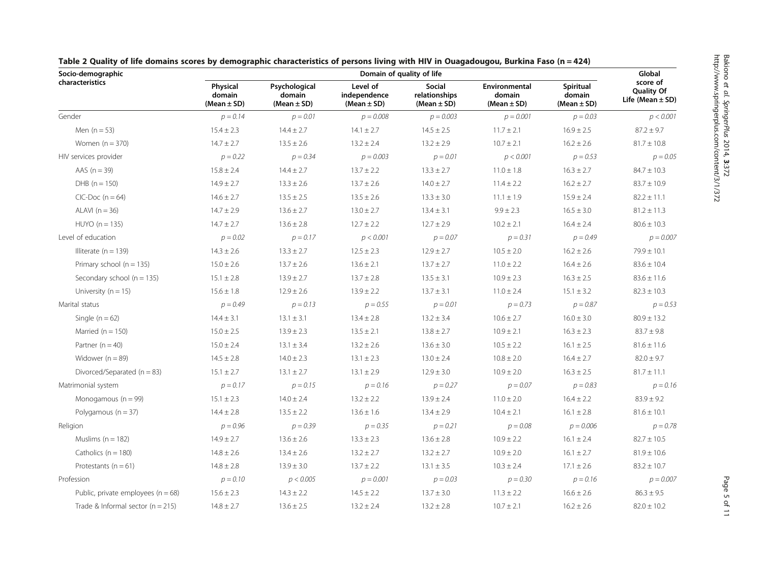**Table 2 Quality of life domains scores by demographic characteristics of persons living with HIV in Ouagadougou, Burkina Faso (n = 424)**

| Socio-demographic characteristics | Domain of quality of life | | | | | | Global score of Quality Of Life (Mean ± SD) |
|---|---|---|---|---|---|---|---|
| | Physical domain (Mean ± SD) | Psychological domain (Mean ± SD) | Level of independence (Mean ± SD) | Social relationships (Mean ± SD) | Environmental domain (Mean ± SD) | Spiritual domain (Mean ± SD) | |
| Gender | *p = 0.14* | *p = 0.01* | *p = 0.008* | *p = 0.003* | *p = 0.001* | *p = 0.03* | *p < 0.001* |
| Men (n = 53) | 15.4 ± 2.3 | 14.4 ± 2.7 | 14.1 ± 2.7 | 14.5 ± 2.5 | 11.7 ± 2.1 | 16.9 ± 2.5 | 87.2 ± 9.7 |
| Women (n = 370) | 14.7 ± 2.7 | 13.5 ± 2.6 | 13.2 ± 2.4 | 13.2 ± 2.9 | 10.7 ± 2.1 | 16.2 ± 2.6 | 81.7 ± 10.8 |
| HIV services provider | *p = 0.22* | *p = 0.34* | *p = 0.003* | *p = 0.01* | *p < 0.001* | *p = 0.53* | *p = 0.05* |
| AAS (n = 39) | 15.8 ± 2.4 | 14.4 ± 2.7 | 13.7 ± 2.2 | 13.3 ± 2.7 | 11.0 ± 1.8 | 16.3 ± 2.7 | 84.7 ± 10.3 |
| DHB (n = 150) | 14.9 ± 2.7 | 13.3 ± 2.6 | 13.7 ± 2.6 | 14.0 ± 2.7 | 11.4 ± 2.2 | 16.2 ± 2.7 | 83.7 ± 10.9 |
| CIC-Doc (n = 64) | 14.6 ± 2.7 | 13.5 ± 2.5 | 13.5 ± 2.6 | 13.3 ± 3.0 | 11.1 ± 1.9 | 15.9 ± 2.4 | 82.2 ± 11.1 |
| ALAVI (n = 36) | 14.7 ± 2.9 | 13.6 ± 2.7 | 13.0 ± 2.7 | 13.4 ± 3.1 | 9.9 ± 2.3 | 16.5 ± 3.0 | 81.2 ± 11.3 |
| HUYO (n = 135) | 14.7 ± 2.7 | 13.6 ± 2.8 | 12.7 ± 2.2 | 12.7 ± 2.9 | 10.2 ± 2.1 | 16.4 ± 2.4 | 80.6 ± 10.3 |
| Level of education | *p = 0.02* | *p = 0.17* | *p < 0.001* | *p = 0.07* | *p = 0.31* | *p = 0.49* | *p = 0.007* |
| Illiterate (n = 139) | 14.3 ± 2.6 | 13.3 ± 2.7 | 12.5 ± 2.3 | 12.9 ± 2.7 | 10.5 ± 2.0 | 16.2 ± 2.6 | 79.9 ± 10.1 |
| Primary school (n = 135) | 15.0 ± 2.6 | 13.7 ± 2.6 | 13.6 ± 2.1 | 13.7 ± 2.7 | 11.0 ± 2.2 | 16.4 ± 2.6 | 83.6 ± 10.4 |
| Secondary school (n = 135) | 15.1 ± 2.8 | 13.9 ± 2.7 | 13.7 ± 2.8 | 13.5 ± 3.1 | 10.9 ± 2.3 | 16.3 ± 2.5 | 83.6 ± 11.6 |
| University (n = 15) | 15.6 ± 1.8 | 12.9 ± 2.6 | 13.9 ± 2.2 | 13.7 ± 3.1 | 11.0 ± 2.4 | 15.1 ± 3.2 | 82.3 ± 10.3 |
| Marital status | *p = 0.49* | *p = 0.13* | *p = 0.55* | *p = 0.01* | *p = 0.73* | *p = 0.87* | *p = 0.53* |
| Single (n = 62) | 14.4 ± 3.1 | 13.1 ± 3.1 | 13.4 ± 2.8 | 13.2 ± 3.4 | 10.6 ± 2.7 | 16.0 ± 3.0 | 80.9 ± 13.2 |
| Married (n = 150) | 15.0 ± 2.5 | 13.9 ± 2.3 | 13.5 ± 2.1 | 13.8 ± 2.7 | 10.9 ± 2.1 | 16.3 ± 2.3 | 83.7 ± 9.8 |
| Partner (n = 40) | 15.0 ± 2.4 | 13.1 ± 3.4 | 13.2 ± 2.6 | 13.6 ± 3.0 | 10.5 ± 2.2 | 16.1 ± 2.5 | 81.6 ± 11.6 |
| Widower (n = 89) | 14.5 ± 2.8 | 14.0 ± 2.3 | 13.1 ± 2.3 | 13.0 ± 2.4 | 10.8 ± 2.0 | 16.4 ± 2.7 | 82.0 ± 9.7 |
| Divorced/Separated (n = 83) | 15.1 ± 2.7 | 13.1 ± 2.7 | 13.1 ± 2.9 | 12.9 ± 3.0 | 10.9 ± 2.0 | 16.3 ± 2.5 | 81.7 ± 11.1 |
| Matrimonial system | *p = 0.17* | *p = 0.15* | *p = 0.16* | *p = 0.27* | *p = 0.07* | *p = 0.83* | *p = 0.16* |
| Monogamous (n = 99) | 15.1 ± 2.3 | 14.0 ± 2.4 | 13.2 ± 2.2 | 13.9 ± 2.4 | 11.0 ± 2.0 | 16.4 ± 2.2 | 83.9 ± 9.2 |
| Polygamous (n = 37) | 14.4 ± 2.8 | 13.5 ± 2.2 | 13.6 ± 1.6 | 13.4 ± 2.9 | 10.4 ± 2.1 | 16.1 ± 2.8 | 81.6 ± 10.1 |
| Religion | *p = 0.96* | *p = 0.39* | *p = 0.35* | *p = 0.21* | *p = 0.08* | *p = 0.006* | *p = 0.78* |
| Muslims (n = 182) | 14.9 ± 2.7 | 13.6 ± 2.6 | 13.3 ± 2.3 | 13.6 ± 2.8 | 10.9 ± 2.2 | 16.1 ± 2.4 | 82.7 ± 10.5 |
| Catholics (n = 180) | 14.8 ± 2.6 | 13.4 ± 2.6 | 13.2 ± 2.7 | 13.2 ± 2.7 | 10.9 ± 2.0 | 16.1 ± 2.7 | 81.9 ± 10.6 |
| Protestants (n = 61) | 14.8 ± 2.8 | 13.9 ± 3.0 | 13.7 ± 2.2 | 13.1 ± 3.5 | 10.3 ± 2.4 | 17.1 ± 2.6 | 83.2 ± 10.7 |
| Profession | *p = 0.10* | *p < 0.005* | *p = 0.001* | *p = 0.03* | *p = 0.30* | *p = 0.16* | *p = 0.007* |
| Public, private employees (n = 68) | 15.6 ± 2.3 | 14.3 ± 2.2 | 14.5 ± 2.2 | 13.7 ± 3.0 | 11.3 ± 2.2 | 16.6 ± 2.6 | 86.3 ± 9.5 |
| Trade & Informal sector (n = 215) | 14.8 ± 2.7 | 13.6 ± 2.5 | 13.2 ± 2.4 | 13.2 ± 2.8 | 10.7 ± 2.1 | 16.2 ± 2.6 | 82.0 ± 10.2 |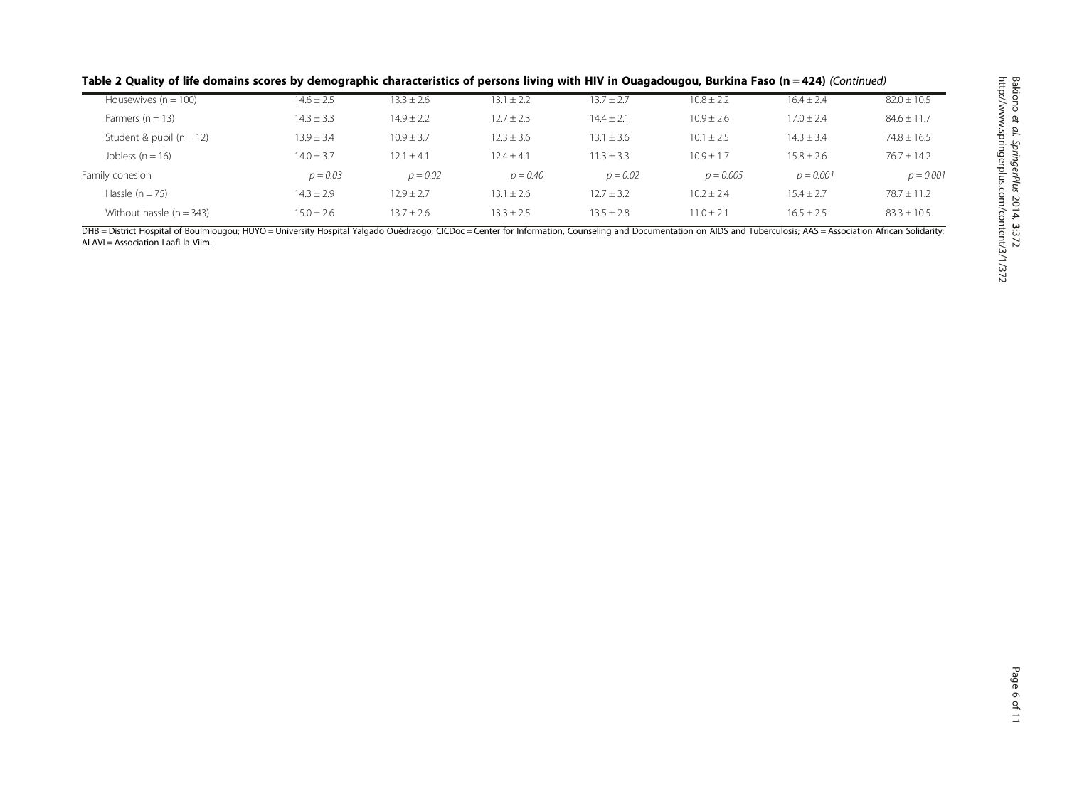**Table 2 Quality of life domains scores by demographic characteristics of persons living with HIV in Ouagadougou, Burkina Faso (n = 424)** *(Continued)*

| | | | | | | | |
|---|---|---|---|---|---|---|---|
| Housewives (n = 100) | 14.6 ± 2.5 | 13.3 ± 2.6 | 13.1 ± 2.2 | 13.7 ± 2.7 | 10.8 ± 2.2 | 16.4 ± 2.4 | 82.0 ± 10.5 |
| Farmers (n = 13) | 14.3 ± 3.3 | 14.9 ± 2.2 | 12.7 ± 2.3 | 14.4 ± 2.1 | 10.9 ± 2.6 | 17.0 ± 2.4 | 84.6 ± 11.7 |
| Student & pupil (n = 12) | 13.9 ± 3.4 | 10.9 ± 3.7 | 12.3 ± 3.6 | 13.1 ± 3.6 | 10.1 ± 2.5 | 14.3 ± 3.4 | 74.8 ± 16.5 |
| Jobless (n = 16) | 14.0 ± 3.7 | 12.1 ± 4.1 | 12.4 ± 4.1 | 11.3 ± 3.3 | 10.9 ± 1.7 | 15.8 ± 2.6 | 76.7 ± 14.2 |
| Family cohesion | *p = 0.03* | *p = 0.02* | *p = 0.40* | *p = 0.02* | *p = 0.005* | *p = 0.001* | *p = 0.001* |
| Hassle (n = 75) | 14.3 ± 2.9 | 12.9 ± 2.7 | 13.1 ± 2.6 | 12.7 ± 3.2 | 10.2 ± 2.4 | 15.4 ± 2.7 | 78.7 ± 11.2 |
| Without hassle (n = 343) | 15.0 ± 2.6 | 13.7 ± 2.6 | 13.3 ± 2.5 | 13.5 ± 2.8 | 11.0 ± 2.1 | 16.5 ± 2.5 | 83.3 ± 10.5 |

DHB = District Hospital of Boulmiougou; HUYO = University Hospital Yalgado Ouédraogo; CICDoc = Center for Information, Counseling and Documentation on AIDS and Tuberculosis; AAS = Association African Solidarity; ALAVI = Association Laafi la Viim.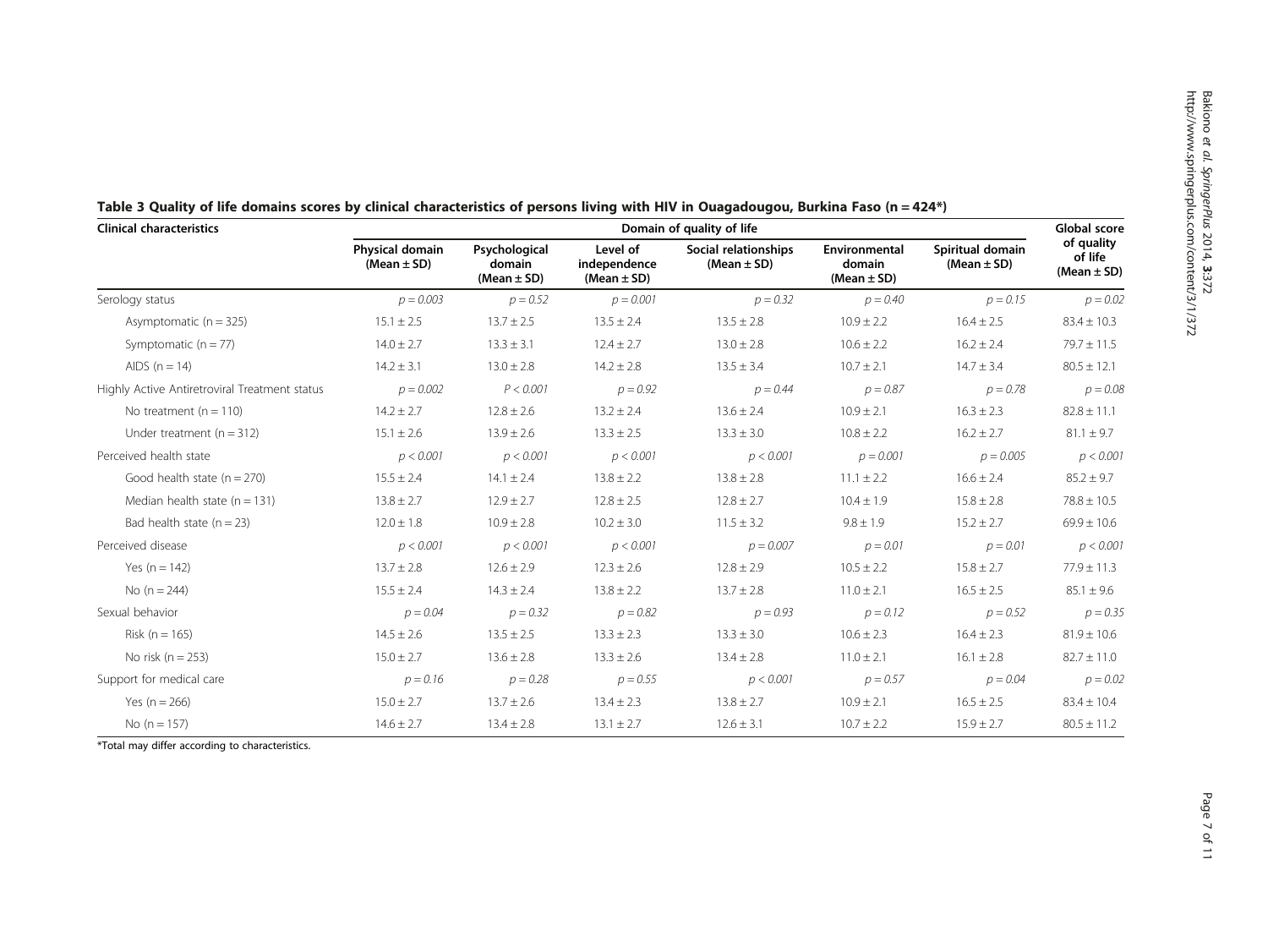**Table 3 Quality of life domains scores by clinical characteristics of persons living with HIV in Ouagadougou, Burkina Faso (n = 424*)**

| Clinical characteristics | Domain of quality of life | | | | | | Global score of quality of life (Mean ± SD) |
|---|---|---|---|---|---|---|---|
| | Physical domain (Mean ± SD) | Psychological domain (Mean ± SD) | Level of independence (Mean ± SD) | Social relationships (Mean ± SD) | Environmental domain (Mean ± SD) | Spiritual domain (Mean ± SD) | |
| Serology status | *p = 0.003* | *p = 0.52* | *p = 0.001* | *p = 0.32* | *p = 0.40* | *p = 0.15* | *p = 0.02* |
| Asymptomatic (n = 325) | 15.1 ± 2.5 | 13.7 ± 2.5 | 13.5 ± 2.4 | 13.5 ± 2.8 | 10.9 ± 2.2 | 16.4 ± 2.5 | 83.4 ± 10.3 |
| Symptomatic (n = 77) | 14.0 ± 2.7 | 13.3 ± 3.1 | 12.4 ± 2.7 | 13.0 ± 2.8 | 10.6 ± 2.2 | 16.2 ± 2.4 | 79.7 ± 11.5 |
| AIDS (n = 14) | 14.2 ± 3.1 | 13.0 ± 2.8 | 14.2 ± 2.8 | 13.5 ± 3.4 | 10.7 ± 2.1 | 14.7 ± 3.4 | 80.5 ± 12.1 |
| Highly Active Antiretroviral Treatment status | *p = 0.002* | *P < 0.001* | *p = 0.92* | *p = 0.44* | *p = 0.87* | *p = 0.78* | *p = 0.08* |
| No treatment (n = 110) | 14.2 ± 2.7 | 12.8 ± 2.6 | 13.2 ± 2.4 | 13.6 ± 2.4 | 10.9 ± 2.1 | 16.3 ± 2.3 | 82.8 ± 11.1 |
| Under treatment (n = 312) | 15.1 ± 2.6 | 13.9 ± 2.6 | 13.3 ± 2.5 | 13.3 ± 3.0 | 10.8 ± 2.2 | 16.2 ± 2.7 | 81.1 ± 9.7 |
| Perceived health state | *p < 0.001* | *p < 0.001* | *p < 0.001* | *p < 0.001* | *p = 0.001* | *p = 0.005* | *p < 0.001* |
| Good health state (n = 270) | 15.5 ± 2.4 | 14.1 ± 2.4 | 13.8 ± 2.2 | 13.8 ± 2.8 | 11.1 ± 2.2 | 16.6 ± 2.4 | 85.2 ± 9.7 |
| Median health state (n = 131) | 13.8 ± 2.7 | 12.9 ± 2.7 | 12.8 ± 2.5 | 12.8 ± 2.7 | 10.4 ± 1.9 | 15.8 ± 2.8 | 78.8 ± 10.5 |
| Bad health state (n = 23) | 12.0 ± 1.8 | 10.9 ± 2.8 | 10.2 ± 3.0 | 11.5 ± 3.2 | 9.8 ± 1.9 | 15.2 ± 2.7 | 69.9 ± 10.6 |
| Perceived disease | *p < 0.001* | *p < 0.001* | *p < 0.001* | *p = 0.007* | *p = 0.01* | *p = 0.01* | *p < 0.001* |
| Yes (n = 142) | 13.7 ± 2.8 | 12.6 ± 2.9 | 12.3 ± 2.6 | 12.8 ± 2.9 | 10.5 ± 2.2 | 15.8 ± 2.7 | 77.9 ± 11.3 |
| No (n = 244) | 15.5 ± 2.4 | 14.3 ± 2.4 | 13.8 ± 2.2 | 13.7 ± 2.8 | 11.0 ± 2.1 | 16.5 ± 2.5 | 85.1 ± 9.6 |
| Sexual behavior | *p = 0.04* | *p = 0.32* | *p = 0.82* | *p = 0.93* | *p = 0.12* | *p = 0.52* | *p = 0.35* |
| Risk (n = 165) | 14.5 ± 2.6 | 13.5 ± 2.5 | 13.3 ± 2.3 | 13.3 ± 3.0 | 10.6 ± 2.3 | 16.4 ± 2.3 | 81.9 ± 10.6 |
| No risk (n = 253) | 15.0 ± 2.7 | 13.6 ± 2.8 | 13.3 ± 2.6 | 13.4 ± 2.8 | 11.0 ± 2.1 | 16.1 ± 2.8 | 82.7 ± 11.0 |
| Support for medical care | *p = 0.16* | *p = 0.28* | *p = 0.55* | *p < 0.001* | *p = 0.57* | *p = 0.04* | *p = 0.02* |
| Yes (n = 266) | 15.0 ± 2.7 | 13.7 ± 2.6 | 13.4 ± 2.3 | 13.8 ± 2.7 | 10.9 ± 2.1 | 16.5 ± 2.5 | 83.4 ± 10.4 |
| No (n = 157) | 14.6 ± 2.7 | 13.4 ± 2.8 | 13.1 ± 2.7 | 12.6 ± 3.1 | 10.7 ± 2.2 | 15.9 ± 2.7 | 80.5 ± 11.2 |

*Total may differ according to characteristics.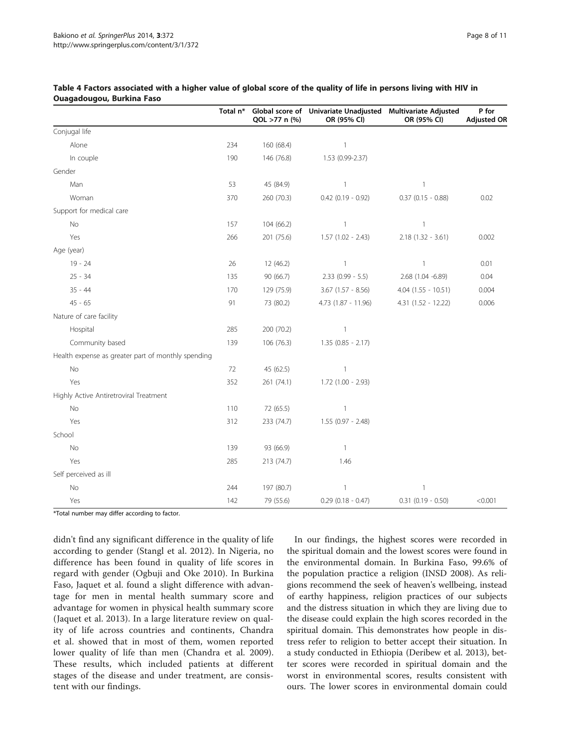**Table 4 Factors associated with a higher value of global score of the quality of life in persons living with HIV in Ouagadougou, Burkina Faso**

| | Total n* | Global score of QOL >77 n (%) | Univariate Unadjusted OR (95% CI) | Multivariate Adjusted OR (95% CI) | P for Adjusted OR |
|---|---|---|---|---|---|
| Conjugal life | | | | | |
| Alone | 234 | 160 (68.4) | 1 | | |
| In couple | 190 | 146 (76.8) | 1.53 (0.99-2.37) | | |
| Gender | | | | | |
| Man | 53 | 45 (84.9) | 1 | 1 | |
| Woman | 370 | 260 (70.3) | 0.42 (0.19 - 0.92) | 0.37 (0.15 - 0.88) | 0.02 |
| Support for medical care | | | | | |
| No | 157 | 104 (66.2) | 1 | 1 | |
| Yes | 266 | 201 (75.6) | 1.57 (1.02 - 2.43) | 2.18 (1.32 - 3.61) | 0.002 |
| Age (year) | | | | | |
| 19 - 24 | 26 | 12 (46.2) | 1 | 1 | 0.01 |
| 25 - 34 | 135 | 90 (66.7) | 2.33 (0.99 - 5.5) | 2.68 (1.04 -6.89) | 0.04 |
| 35 - 44 | 170 | 129 (75.9) | 3.67 (1.57 - 8.56) | 4.04 (1.55 - 10.51) | 0.004 |
| 45 - 65 | 91 | 73 (80.2) | 4.73 (1.87 - 11.96) | 4.31 (1.52 - 12.22) | 0.006 |
| Nature of care facility | | | | | |
| Hospital | 285 | 200 (70.2) | 1 | | |
| Community based | 139 | 106 (76.3) | 1.35 (0.85 - 2.17) | | |
| Health expense as greater part of monthly spending | | | | | |
| No | 72 | 45 (62.5) | 1 | | |
| Yes | 352 | 261 (74.1) | 1.72 (1.00 - 2.93) | | |
| Highly Active Antiretroviral Treatment | | | | | |
| No | 110 | 72 (65.5) | 1 | | |
| Yes | 312 | 233 (74.7) | 1.55 (0.97 - 2.48) | | |
| School | | | | | |
| No | 139 | 93 (66.9) | 1 | | |
| Yes | 285 | 213 (74.7) | 1.46 | | |
| Self perceived as ill | | | | | |
| No | 244 | 197 (80.7) | 1 | 1 | |
| Yes | 142 | 79 (55.6) | 0.29 (0.18 - 0.47) | 0.31 (0.19 - 0.50) | <0.001 |

*Total number may differ according to factor.

didn't find any significant difference in the quality of life according to gender (Stangl et al. 2012). In Nigeria, no difference has been found in quality of life scores in regard with gender (Ogbuji and Oke 2010). In Burkina Faso, Jaquet et al. found a slight difference with advantage for men in mental health summary score and advantage for women in physical health summary score (Jaquet et al. 2013). In a large literature review on quality of life across countries and continents, Chandra et al. showed that in most of them, women reported lower quality of life than men (Chandra et al. 2009). These results, which included patients at different stages of the disease and under treatment, are consistent with our findings.

In our findings, the highest scores were recorded in the spiritual domain and the lowest scores were found in the environmental domain. In Burkina Faso, 99.6% of the population practice a religion (INSD 2008). As religions recommend the seek of heaven's wellbeing, instead of earthy happiness, religion practices of our subjects and the distress situation in which they are living due to the disease could explain the high scores recorded in the spiritual domain. This demonstrates how people in distress refer to religion to better accept their situation. In a study conducted in Ethiopia (Deribew et al. 2013), better scores were recorded in spiritual domain and the worst in environmental scores, results consistent with ours. The lower scores in environmental domain could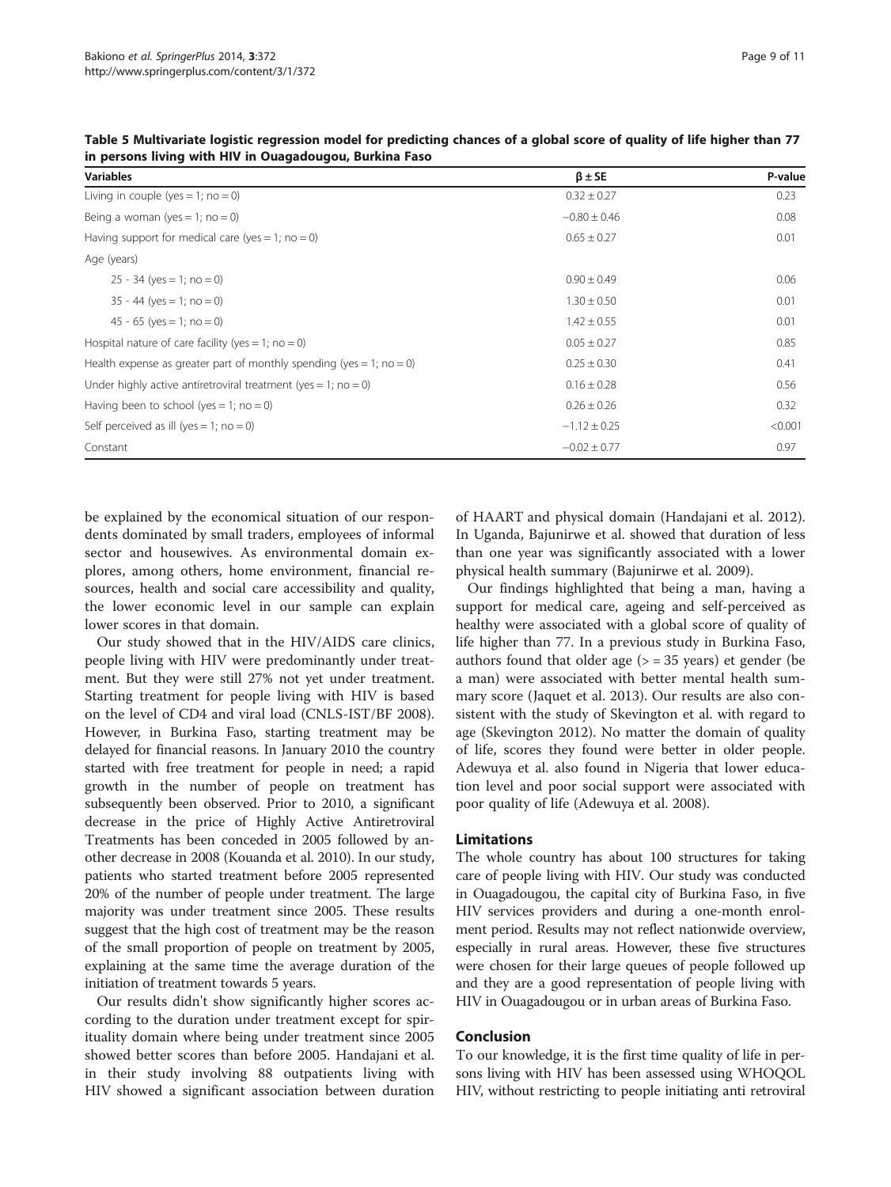**Table 5 Multivariate logistic regression model for predicting chances of a global score of quality of life higher than 77 in persons living with HIV in Ouagadougou, Burkina Faso**

| Variables | β ± SE | P-value |
|---|---|---|
| Living in couple (yes = 1; no = 0) | 0.32 ± 0.27 | 0.23 |
| Being a woman (yes = 1; no = 0) | −0.80 ± 0.46 | 0.08 |
| Having support for medical care (yes = 1; no = 0) | 0.65 ± 0.27 | 0.01 |
| Age (years) | | |
| 25 - 34 (yes = 1; no = 0) | 0.90 ± 0.49 | 0.06 |
| 35 - 44 (yes = 1; no = 0) | 1.30 ± 0.50 | 0.01 |
| 45 - 65 (yes = 1; no = 0) | 1.42 ± 0.55 | 0.01 |
| Hospital nature of care facility (yes = 1; no = 0) | 0.05 ± 0.27 | 0.85 |
| Health expense as greater part of monthly spending (yes = 1; no = 0) | 0.25 ± 0.30 | 0.41 |
| Under highly active antiretroviral treatment (yes = 1; no = 0) | 0.16 ± 0.28 | 0.56 |
| Having been to school (yes = 1; no = 0) | 0.26 ± 0.26 | 0.32 |
| Self perceived as ill (yes = 1; no = 0) | −1.12 ± 0.25 | <0.001 |
| Constant | −0.02 ± 0.77 | 0.97 |

be explained by the economical situation of our respondents dominated by small traders, employees of informal sector and housewives. As environmental domain explores, among others, home environment, financial resources, health and social care accessibility and quality, the lower economic level in our sample can explain lower scores in that domain.

Our study showed that in the HIV/AIDS care clinics, people living with HIV were predominantly under treatment. But they were still 27% not yet under treatment. Starting treatment for people living with HIV is based on the level of CD4 and viral load (CNLS-IST/BF 2008). However, in Burkina Faso, starting treatment may be delayed for financial reasons. In January 2010 the country started with free treatment for people in need; a rapid growth in the number of people on treatment has subsequently been observed. Prior to 2010, a significant decrease in the price of Highly Active Antiretroviral Treatments has been conceded in 2005 followed by another decrease in 2008 (Kouanda et al. 2010). In our study, patients who started treatment before 2005 represented 20% of the number of people under treatment. The large majority was under treatment since 2005. These results suggest that the high cost of treatment may be the reason of the small proportion of people on treatment by 2005, explaining at the same time the average duration of the initiation of treatment towards 5 years.

Our results didn't show significantly higher scores according to the duration under treatment except for spirituality domain where being under treatment since 2005 showed better scores than before 2005. Handajani et al. in their study involving 88 outpatients living with HIV showed a significant association between duration of HAART and physical domain (Handajani et al. 2012). In Uganda, Bajunirwe et al. showed that duration of less than one year was significantly associated with a lower physical health summary (Bajunirwe et al. 2009).

Our findings highlighted that being a man, having a support for medical care, ageing and self-perceived as healthy were associated with a global score of quality of life higher than 77. In a previous study in Burkina Faso, authors found that older age (> = 35 years) et gender (be a man) were associated with better mental health summary score (Jaquet et al. 2013). Our results are also consistent with the study of Skevington et al. with regard to age (Skevington 2012). No matter the domain of quality of life, scores they found were better in older people. Adewuya et al. also found in Nigeria that lower education level and poor social support were associated with poor quality of life (Adewuya et al. 2008).

## Limitations

The whole country has about 100 structures for taking care of people living with HIV. Our study was conducted in Ouagadougou, the capital city of Burkina Faso, in five HIV services providers and during a one-month enrolment period. Results may not reflect nationwide overview, especially in rural areas. However, these five structures were chosen for their large queues of people followed up and they are a good representation of people living with HIV in Ouagadougou or in urban areas of Burkina Faso.

## Conclusion

To our knowledge, it is the first time quality of life in persons living with HIV has been assessed using WHOQOL HIV, without restricting to people initiating anti retroviral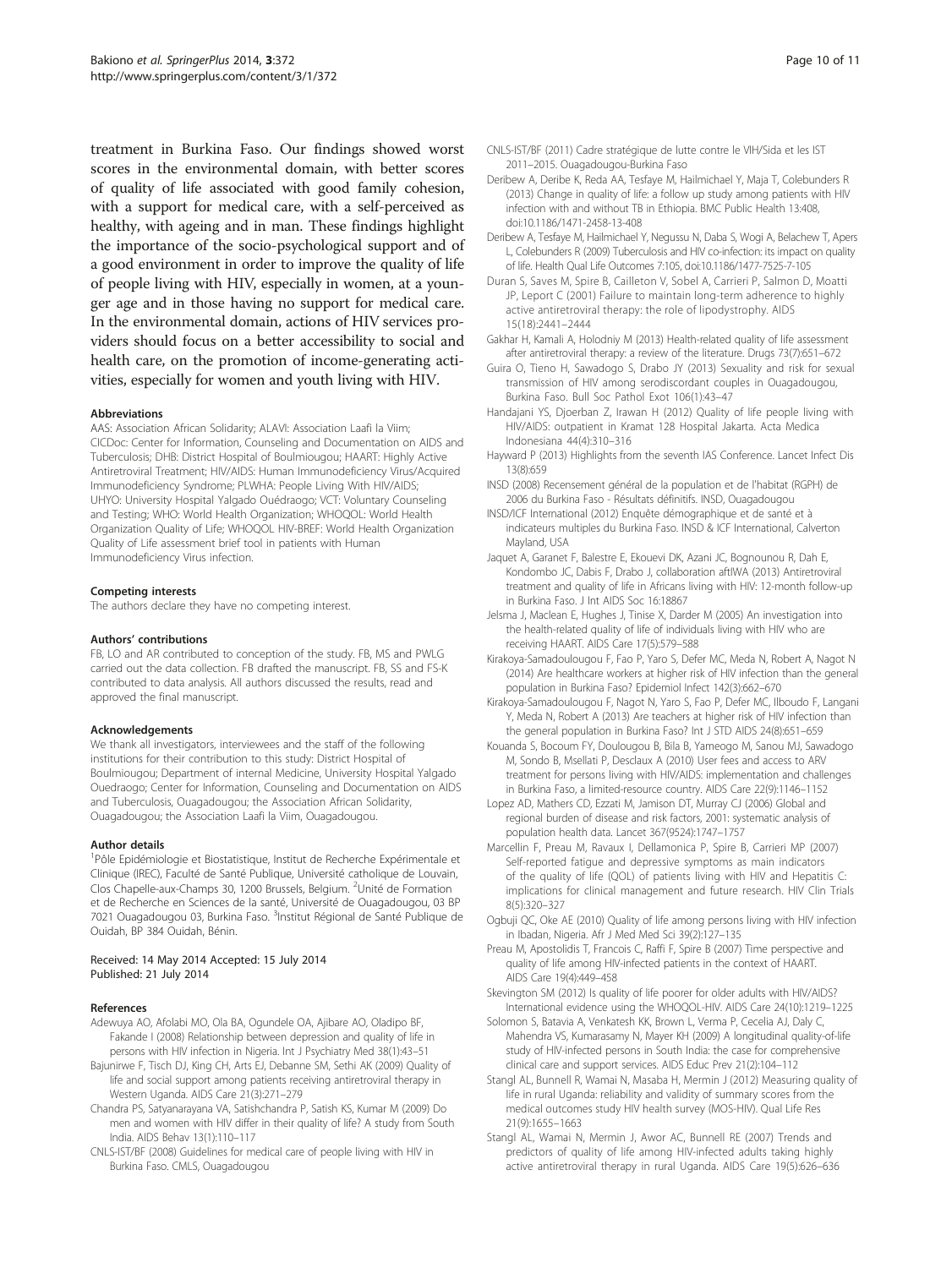treatment in Burkina Faso. Our findings showed worst scores in the environmental domain, with better scores of quality of life associated with good family cohesion, with a support for medical care, with a self-perceived as healthy, with ageing and in man. These findings highlight the importance of the socio-psychological support and of a good environment in order to improve the quality of life of people living with HIV, especially in women, at a younger age and in those having no support for medical care. In the environmental domain, actions of HIV services providers should focus on a better accessibility to social and health care, on the promotion of income-generating activities, especially for women and youth living with HIV.

#### Abbreviations

AAS: Association African Solidarity; ALAVI: Association Laafi la Viim; CICDoc: Center for Information, Counseling and Documentation on AIDS and Tuberculosis; DHB: District Hospital of Boulmiougou; HAART: Highly Active Antiretroviral Treatment; HIV/AIDS: Human Immunodeficiency Virus/Acquired Immunodeficiency Syndrome; PLWHA: People Living With HIV/AIDS; UHYO: University Hospital Yalgado Ouédraogo; VCT: Voluntary Counseling and Testing; WHO: World Health Organization; WHOQOL: World Health Organization Quality of Life; WHOQOL HIV-BREF: World Health Organization Quality of Life assessment brief tool in patients with Human Immunodeficiency Virus infection.

#### Competing interests

The authors declare they have no competing interest.

#### Authors' contributions

FB, LO and AR contributed to conception of the study. FB, MS and PWLG carried out the data collection. FB drafted the manuscript. FB, SS and FS-K contributed to data analysis. All authors discussed the results, read and approved the final manuscript.

#### Acknowledgements

We thank all investigators, interviewees and the staff of the following institutions for their contribution to this study: District Hospital of Boulmiougou; Department of internal Medicine, University Hospital Yalgado Ouedraogo; Center for Information, Counseling and Documentation on AIDS and Tuberculosis, Ouagadougou; the Association African Solidarity, Ouagadougou; the Association Laafi la Viim, Ouagadougou.

#### Author details

[1]Pôle Epidémiologie et Biostatistique, Institut de Recherche Expérimentale et Clinique (IREC), Faculté de Santé Publique, Université catholique de Louvain, Clos Chapelle-aux-Champs 30, 1200 Brussels, Belgium. [2]Unité de Formation et de Recherche en Sciences de la santé, Université de Ouagadougou, 03 BP 7021 Ouagadougou 03, Burkina Faso. [3]Institut Régional de Santé Publique de Ouidah, BP 384 Ouidah, Bénin.

Received: 14 May 2014 Accepted: 15 July 2014
Published: 21 July 2014

#### References

Adewuya AO, Afolabi MO, Ola BA, Ogundele OA, Ajibare AO, Oladipo BF, Fakande I (2008) Relationship between depression and quality of life in persons with HIV infection in Nigeria. Int J Psychiatry Med 38(1):43–51

Bajunirwe F, Tisch DJ, King CH, Arts EJ, Debanne SM, Sethi AK (2009) Quality of life and social support among patients receiving antiretroviral therapy in Western Uganda. AIDS Care 21(3):271–279

Chandra PS, Satyanarayana VA, Satishchandra P, Satish KS, Kumar M (2009) Do men and women with HIV differ in their quality of life? A study from South India. AIDS Behav 13(1):110–117

CNLS-IST/BF (2008) Guidelines for medical care of people living with HIV in Burkina Faso. CMLS, Ouagadougou

CNLS-IST/BF (2011) Cadre stratégique de lutte contre le VIH/Sida et les IST 2011–2015. Ouagadougou-Burkina Faso

Deribew A, Deribe K, Reda AA, Tesfaye M, Hailmichael Y, Maja T, Colebunders R (2013) Change in quality of life: a follow up study among patients with HIV infection with and without TB in Ethiopia. BMC Public Health 13:408, doi:10.1186/1471-2458-13-408

Deribew A, Tesfaye M, Hailmichael Y, Negussu N, Daba S, Wogi A, Belachew T, Apers L, Colebunders R (2009) Tuberculosis and HIV co-infection: its impact on quality of life. Health Qual Life Outcomes 7:105, doi:10.1186/1477-7525-7-105

Duran S, Saves M, Spire B, Cailleton V, Sobel A, Carrieri P, Salmon D, Moatti JP, Leport C (2001) Failure to maintain long-term adherence to highly active antiretroviral therapy: the role of lipodystrophy. AIDS 15(18):2441–2444

Gakhar H, Kamali A, Holodniy M (2013) Health-related quality of life assessment after antiretroviral therapy: a review of the literature. Drugs 73(7):651–672

Guira O, Tieno H, Sawadogo S, Drabo JY (2013) Sexuality and risk for sexual transmission of HIV among serodiscordant couples in Ouagadougou, Burkina Faso. Bull Soc Pathol Exot 106(1):43–47

Handajani YS, Djoerban Z, Irawan H (2012) Quality of life people living with HIV/AIDS: outpatient in Kramat 128 Hospital Jakarta. Acta Medica Indonesiana 44(4):310–316

Hayward P (2013) Highlights from the seventh IAS Conference. Lancet Infect Dis 13(8):659

INSD (2008) Recensement général de la population et de l'habitat (RGPH) de 2006 du Burkina Faso - Résultats définitifs. INSD, Ouagadougou

INSD/ICF International (2012) Enquête démographique et de santé et à indicateurs multiples du Burkina Faso. INSD & ICF International, Calverton Mayland, USA

Jaquet A, Garanet F, Balestre E, Ekouevi DK, Azani JC, Bognounou R, Dah E, Kondombo JC, Dabis F, Drabo J, collaboration aftIWA (2013) Antiretroviral treatment and quality of life in Africans living with HIV: 12-month follow-up in Burkina Faso. J Int AIDS Soc 16:18867

Jelsma J, Maclean E, Hughes J, Tinise X, Darder M (2005) An investigation into the health-related quality of life of individuals living with HIV who are receiving HAART. AIDS Care 17(5):579–588

Kirakoya-Samadoulougou F, Fao P, Yaro S, Defer MC, Meda N, Robert A, Nagot N (2014) Are healthcare workers at higher risk of HIV infection than the general population in Burkina Faso? Epidemiol Infect 142(3):662–670

Kirakoya-Samadoulougou F, Nagot N, Yaro S, Fao P, Defer MC, Ilboudo F, Langani Y, Meda N, Robert A (2013) Are teachers at higher risk of HIV infection than the general population in Burkina Faso? Int J STD AIDS 24(8):651–659

Kouanda S, Bocoum FY, Doulougou B, Bila B, Yameogo M, Sanou MJ, Sawadogo M, Sondo B, Msellati P, Desclaux A (2010) User fees and access to ARV treatment for persons living with HIV/AIDS: implementation and challenges in Burkina Faso, a limited-resource country. AIDS Care 22(9):1146–1152

Lopez AD, Mathers CD, Ezzati M, Jamison DT, Murray CJ (2006) Global and regional burden of disease and risk factors, 2001: systematic analysis of population health data. Lancet 367(9524):1747–1757

Marcellin F, Preau M, Ravaux I, Dellamonica P, Spire B, Carrieri MP (2007) Self-reported fatigue and depressive symptoms as main indicators of the quality of life (QOL) of patients living with HIV and Hepatitis C: implications for clinical management and future research. HIV Clin Trials 8(5):320–327

Ogbuji QC, Oke AE (2010) Quality of life among persons living with HIV infection in Ibadan, Nigeria. Afr J Med Med Sci 39(2):127–135

Preau M, Apostolidis T, Francois C, Raffi F, Spire B (2007) Time perspective and quality of life among HIV-infected patients in the context of HAART. AIDS Care 19(4):449–458

Skevington SM (2012) Is quality of life poorer for older adults with HIV/AIDS? International evidence using the WHOQOL-HIV. AIDS Care 24(10):1219–1225

Solomon S, Batavia A, Venkatesh KK, Brown L, Verma P, Cecelia AJ, Daly C, Mahendra VS, Kumarasamy N, Mayer KH (2009) A longitudinal quality-of-life study of HIV-infected persons in South India: the case for comprehensive clinical care and support services. AIDS Educ Prev 21(2):104–112

Stangl AL, Bunnell R, Wamai N, Masaba H, Mermin J (2012) Measuring quality of life in rural Uganda: reliability and validity of summary scores from the medical outcomes study HIV health survey (MOS-HIV). Qual Life Res 21(9):1655–1663

Stangl AL, Wamai N, Mermin J, Awor AC, Bunnell RE (2007) Trends and predictors of quality of life among HIV-infected adults taking highly active antiretroviral therapy in rural Uganda. AIDS Care 19(5):626–636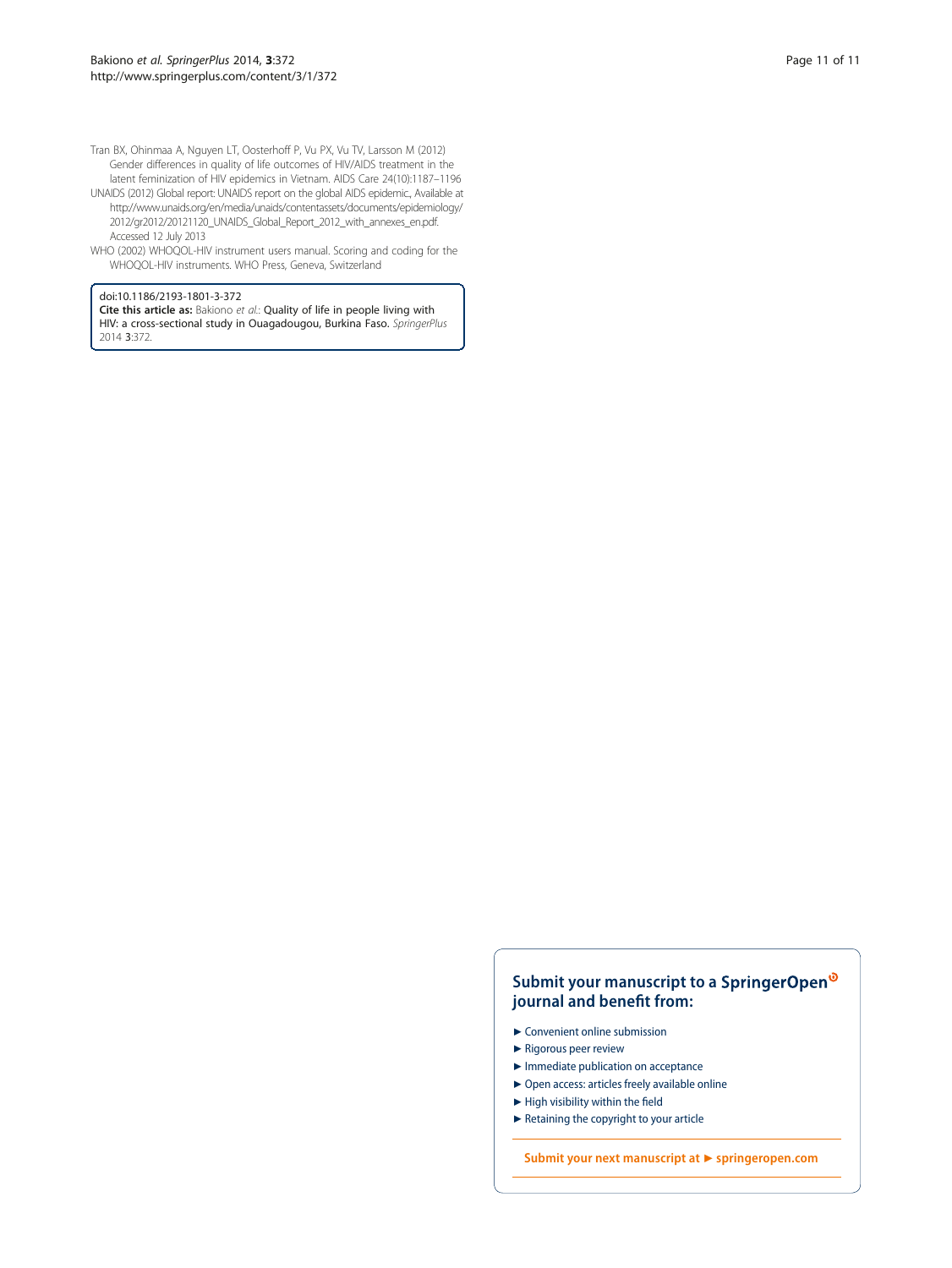Tran BX, Ohinmaa A, Nguyen LT, Oosterhoff P, Vu PX, Vu TV, Larsson M (2012) Gender differences in quality of life outcomes of HIV/AIDS treatment in the latent feminization of HIV epidemics in Vietnam. AIDS Care 24(10):1187–1196

UNAIDS (2012) Global report: UNAIDS report on the global AIDS epidemic, Available at http://www.unaids.org/en/media/unaids/contentassets/documents/epidemiology/2012/gr2012/20121120_UNAIDS_Global_Report_2012_with_annexes_en.pdf. Accessed 12 July 2013

WHO (2002) WHOQOL-HIV instrument users manual. Scoring and coding for the WHOQOL-HIV instruments. WHO Press, Geneva, Switzerland

doi:10.1186/2193-1801-3-372

**Cite this article as:** Bakiono *et al.*: Quality of life in people living with HIV: a cross-sectional study in Ouagadougou, Burkina Faso. *SpringerPlus* 2014 **3**:372.

**Submit your manuscript to a SpringerOpen journal and benefit from:**

- ► Convenient online submission
- ► Rigorous peer review
- ► Immediate publication on acceptance
- ► Open access: articles freely available online
- ► High visibility within the field
- ► Retaining the copyright to your article

**Submit your next manuscript at ► springeropen.com**